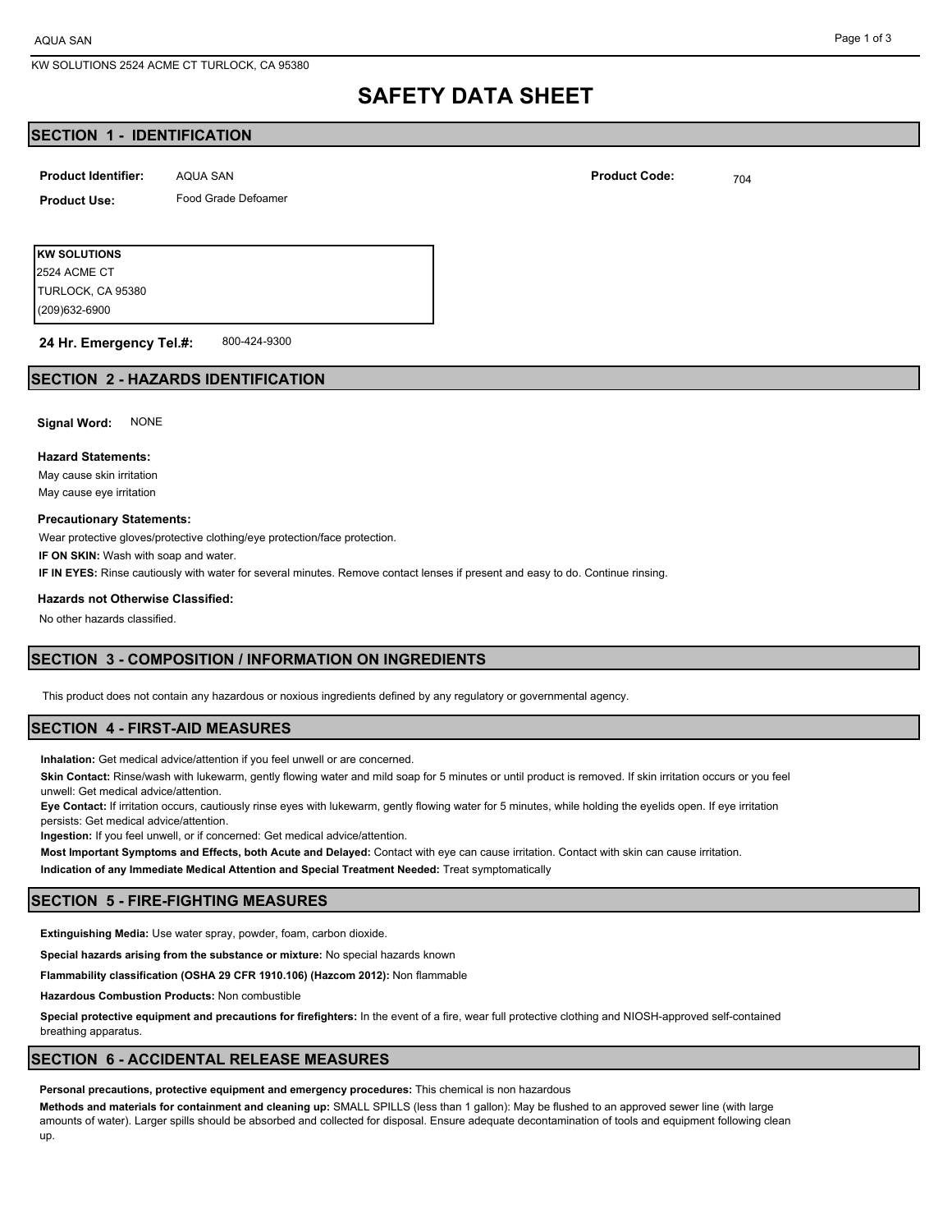# SAFETY DATA SHEET

## SECTION 1 - IDENTIFICATION

**Product Identifier:** AQUA SAN

**Product Code:** 704

**Product Use:** Food Grade Defoamer

**KW SOLUTIONS**
2524 ACME CT
TURLOCK, CA 95380
(209)632-6900

**24 Hr. Emergency Tel.#:** 800-424-9300

## SECTION 2 - HAZARDS IDENTIFICATION

**Signal Word:** NONE

**Hazard Statements:**

May cause skin irritation
May cause eye irritation

**Precautionary Statements:**

Wear protective gloves/protective clothing/eye protection/face protection.

**IF ON SKIN:** Wash with soap and water.

**IF IN EYES:** Rinse cautiously with water for several minutes. Remove contact lenses if present and easy to do. Continue rinsing.

**Hazards not Otherwise Classified:**

No other hazards classified.

## SECTION 3 - COMPOSITION / INFORMATION ON INGREDIENTS

This product does not contain any hazardous or noxious ingredients defined by any regulatory or governmental agency.

## SECTION 4 - FIRST-AID MEASURES

**Inhalation:** Get medical advice/attention if you feel unwell or are concerned.

**Skin Contact:** Rinse/wash with lukewarm, gently flowing water and mild soap for 5 minutes or until product is removed. If skin irritation occurs or you feel unwell: Get medical advice/attention.

**Eye Contact:** If irritation occurs, cautiously rinse eyes with lukewarm, gently flowing water for 5 minutes, while holding the eyelids open. If eye irritation persists: Get medical advice/attention.

**Ingestion:** If you feel unwell, or if concerned: Get medical advice/attention.

**Most Important Symptoms and Effects, both Acute and Delayed:** Contact with eye can cause irritation. Contact with skin can cause irritation.

**Indication of any Immediate Medical Attention and Special Treatment Needed:** Treat symptomatically

## SECTION 5 - FIRE-FIGHTING MEASURES

**Extinguishing Media:** Use water spray, powder, foam, carbon dioxide.

**Special hazards arising from the substance or mixture:** No special hazards known

**Flammability classification (OSHA 29 CFR 1910.106) (Hazcom 2012):** Non flammable

**Hazardous Combustion Products:** Non combustible

**Special protective equipment and precautions for firefighters:** In the event of a fire, wear full protective clothing and NIOSH-approved self-contained breathing apparatus.

## SECTION 6 - ACCIDENTAL RELEASE MEASURES

**Personal precautions, protective equipment and emergency procedures:** This chemical is non hazardous

**Methods and materials for containment and cleaning up:** SMALL SPILLS (less than 1 gallon): May be flushed to an approved sewer line (with large amounts of water). Larger spills should be absorbed and collected for disposal. Ensure adequate decontamination of tools and equipment following clean up.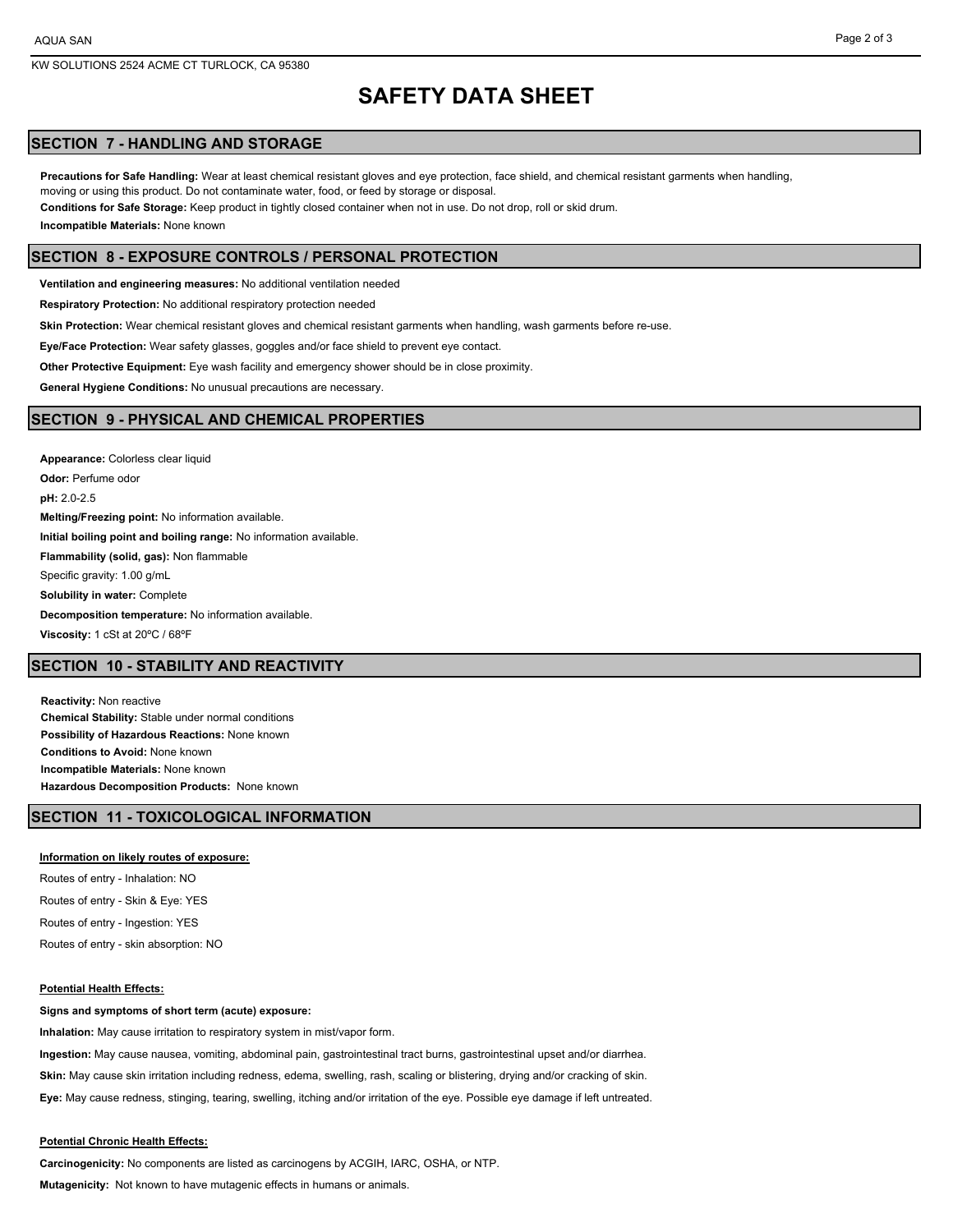# SAFETY DATA SHEET

## SECTION 7 - HANDLING AND STORAGE

**Precautions for Safe Handling:** Wear at least chemical resistant gloves and eye protection, face shield, and chemical resistant garments when handling, moving or using this product. Do not contaminate water, food, or feed by storage or disposal.

**Conditions for Safe Storage:** Keep product in tightly closed container when not in use. Do not drop, roll or skid drum.

**Incompatible Materials:** None known

## SECTION 8 - EXPOSURE CONTROLS / PERSONAL PROTECTION

**Ventilation and engineering measures:** No additional ventilation needed

**Respiratory Protection:** No additional respiratory protection needed

**Skin Protection:** Wear chemical resistant gloves and chemical resistant garments when handling, wash garments before re-use.

**Eye/Face Protection:** Wear safety glasses, goggles and/or face shield to prevent eye contact.

**Other Protective Equipment:** Eye wash facility and emergency shower should be in close proximity.

**General Hygiene Conditions:** No unusual precautions are necessary.

## SECTION 9 - PHYSICAL AND CHEMICAL PROPERTIES

**Appearance:** Colorless clear liquid

**Odor:** Perfume odor

**pH:** 2.0-2.5

**Melting/Freezing point:** No information available.

**Initial boiling point and boiling range:** No information available.

**Flammability (solid, gas):** Non flammable

Specific gravity: 1.00 g/mL

**Solubility in water:** Complete

**Decomposition temperature:** No information available.

**Viscosity:** 1 cSt at 20ºC / 68ºF

## SECTION 10 - STABILITY AND REACTIVITY

**Reactivity:** Non reactive

**Chemical Stability:** Stable under normal conditions

**Possibility of Hazardous Reactions:** None known

**Conditions to Avoid:** None known

**Incompatible Materials:** None known

**Hazardous Decomposition Products:** None known

## SECTION 11 - TOXICOLOGICAL INFORMATION

**Information on likely routes of exposure:**

Routes of entry - Inhalation: NO

Routes of entry - Skin & Eye: YES

Routes of entry - Ingestion: YES

Routes of entry - skin absorption: NO

**Potential Health Effects:**

**Signs and symptoms of short term (acute) exposure:**

**Inhalation:** May cause irritation to respiratory system in mist/vapor form.

**Ingestion:** May cause nausea, vomiting, abdominal pain, gastrointestinal tract burns, gastrointestinal upset and/or diarrhea.

**Skin:** May cause skin irritation including redness, edema, swelling, rash, scaling or blistering, drying and/or cracking of skin.

**Eye:** May cause redness, stinging, tearing, swelling, itching and/or irritation of the eye. Possible eye damage if left untreated.

**Potential Chronic Health Effects:**

**Carcinogenicity:** No components are listed as carcinogens by ACGIH, IARC, OSHA, or NTP.

**Mutagenicity:** Not known to have mutagenic effects in humans or animals.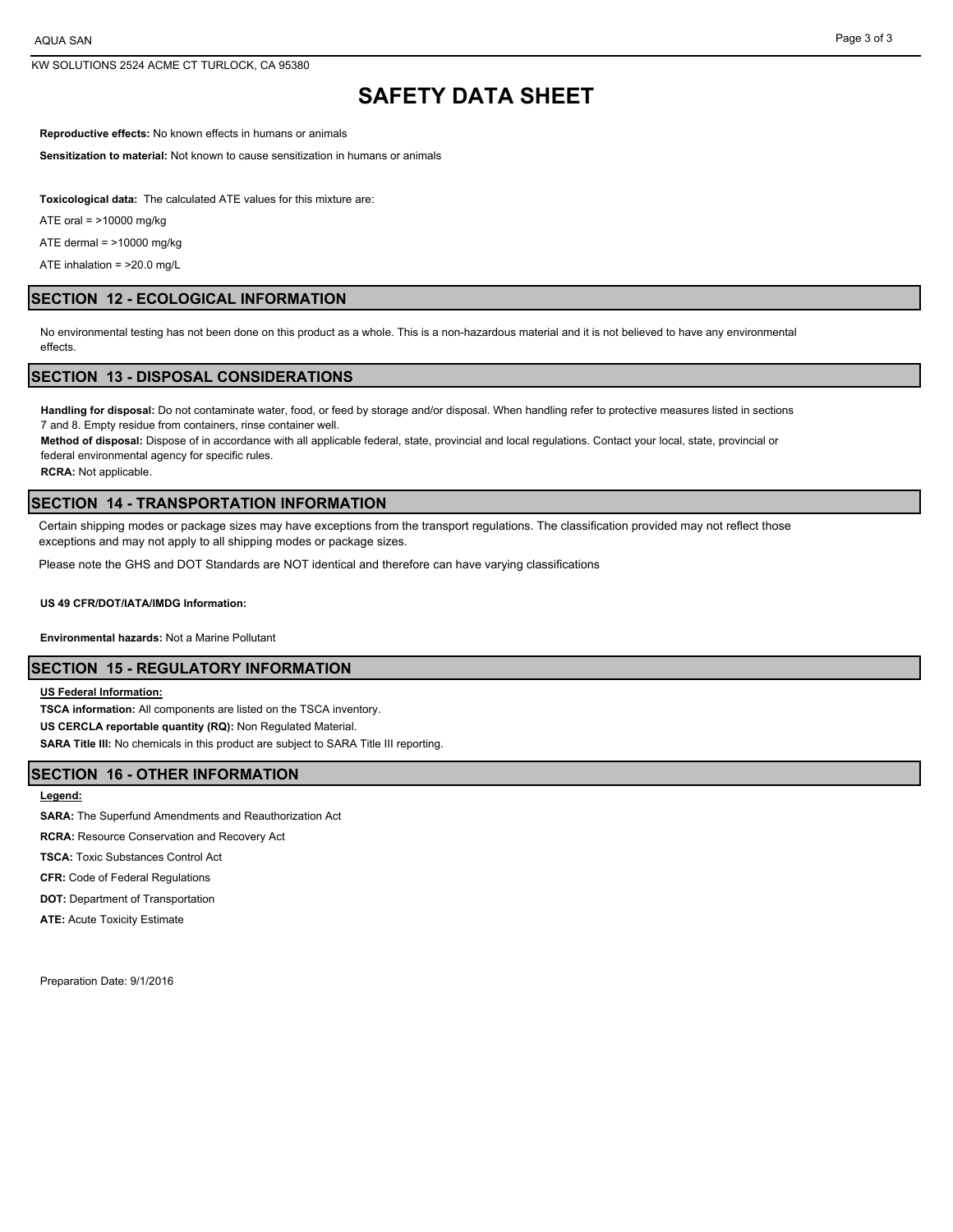# SAFETY DATA SHEET

**Reproductive effects:** No known effects in humans or animals

**Sensitization to material:** Not known to cause sensitization in humans or animals

**Toxicological data:** The calculated ATE values for this mixture are:

ATE oral = >10000 mg/kg

ATE dermal = >10000 mg/kg

ATE inhalation = >20.0 mg/L

## SECTION 12 - ECOLOGICAL INFORMATION

No environmental testing has not been done on this product as a whole. This is a non-hazardous material and it is not believed to have any environmental effects.

## SECTION 13 - DISPOSAL CONSIDERATIONS

**Handling for disposal:** Do not contaminate water, food, or feed by storage and/or disposal. When handling refer to protective measures listed in sections 7 and 8. Empty residue from containers, rinse container well.

**Method of disposal:** Dispose of in accordance with all applicable federal, state, provincial and local regulations. Contact your local, state, provincial or federal environmental agency for specific rules.

**RCRA:** Not applicable.

## SECTION 14 - TRANSPORTATION INFORMATION

Certain shipping modes or package sizes may have exceptions from the transport regulations. The classification provided may not reflect those exceptions and may not apply to all shipping modes or package sizes.

Please note the GHS and DOT Standards are NOT identical and therefore can have varying classifications

**US 49 CFR/DOT/IATA/IMDG Information:**

**Environmental hazards:** Not a Marine Pollutant

## SECTION 15 - REGULATORY INFORMATION

**US Federal Information:**

**TSCA information:** All components are listed on the TSCA inventory.

**US CERCLA reportable quantity (RQ):** Non Regulated Material.

**SARA Title III:** No chemicals in this product are subject to SARA Title III reporting.

## SECTION 16 - OTHER INFORMATION

**Legend:**

**SARA:** The Superfund Amendments and Reauthorization Act

**RCRA:** Resource Conservation and Recovery Act

**TSCA:** Toxic Substances Control Act

**CFR:** Code of Federal Regulations

**DOT:** Department of Transportation

**ATE:** Acute Toxicity Estimate

Preparation Date: 9/1/2016